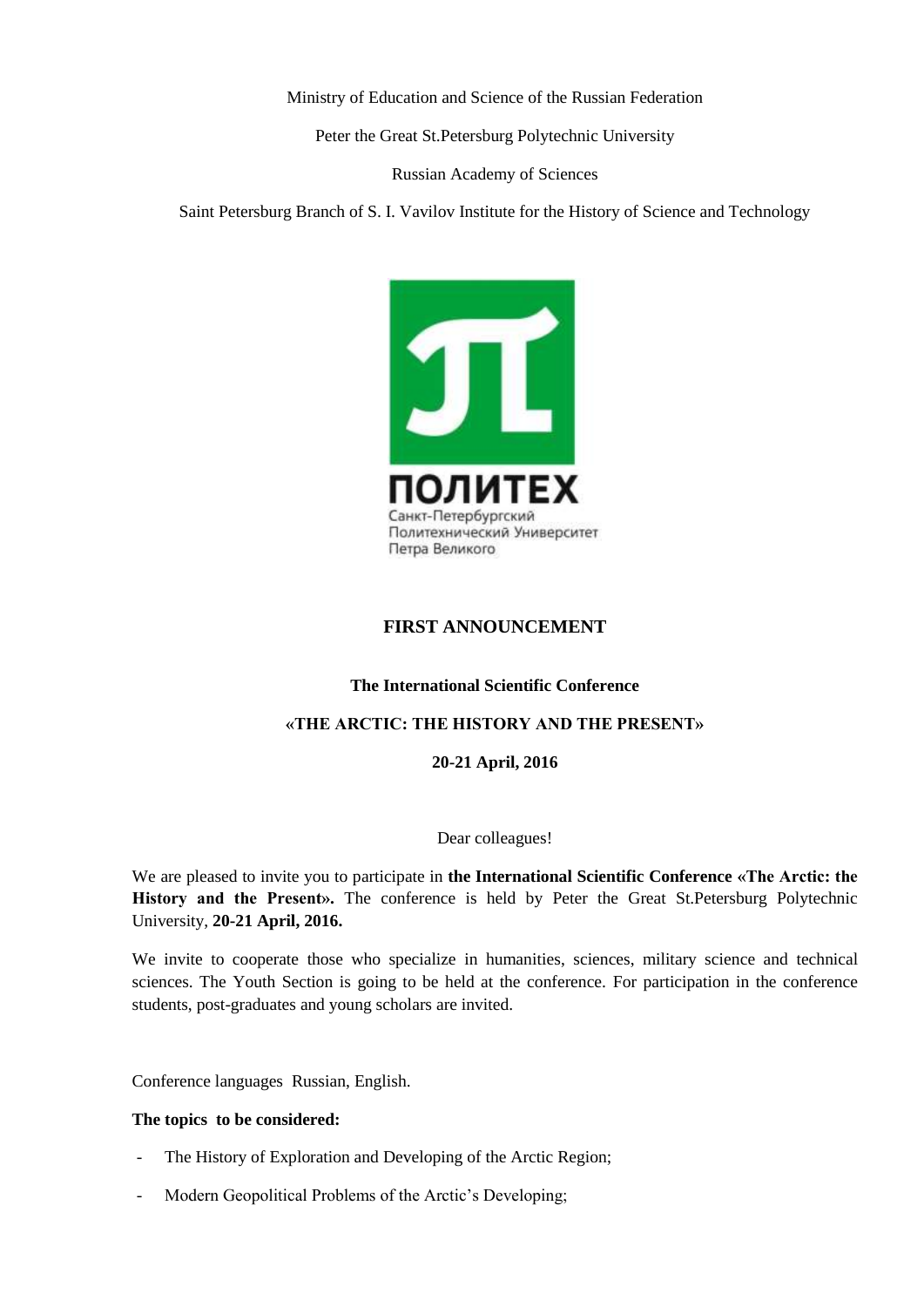Ministry of Education and Science of the Russian Federation

Peter the Great St.Petersburg Polytechnic University

Russian Academy of Sciences

Saint Petersburg Branch of S. I. Vavilov Institute for the History of Science and Technology

ПОЛИТЕХ
Санкт-Петербургский
Политехнический Университет
Петра Великого

## FIRST ANNOUNCEMENT

### The International Scientific Conference

### «THE ARCTIC: THE HISTORY AND THE PRESENT»

### 20-21 April, 2016

Dear colleagues!

We are pleased to invite you to participate in **the International Scientific Conference «The Arctic: the History and the Present».** The conference is held by Peter the Great St.Petersburg Polytechnic University, **20-21 April, 2016.**

We invite to cooperate those who specialize in humanities, sciences, military science and technical sciences. The Youth Section is going to be held at the conference. For participation in the conference students, post-graduates and young scholars are invited.

Conference languages Russian, English.

**The topics to be considered:**

- The History of Exploration and Developing of the Arctic Region;
- Modern Geopolitical Problems of the Arctic's Developing;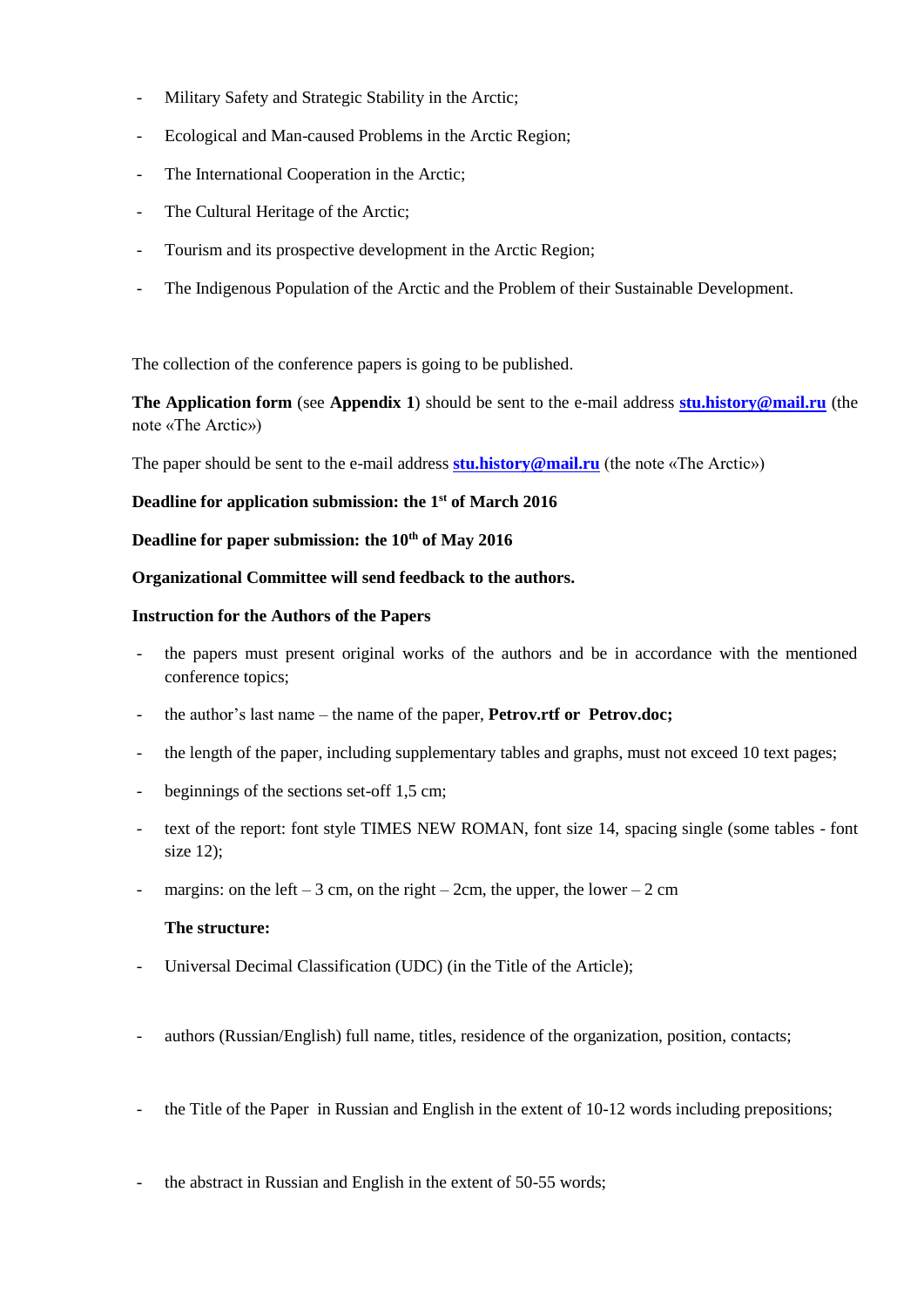- Military Safety and Strategic Stability in the Arctic;
- Ecological and Man-caused Problems in the Arctic Region;
- The International Cooperation in the Arctic;
- The Cultural Heritage of the Arctic;
- Tourism and its prospective development in the Arctic Region;
- The Indigenous Population of the Arctic and the Problem of their Sustainable Development.

The collection of the conference papers is going to be published.

**The Application form** (see **Appendix 1**) should be sent to the e-mail address **stu.history@mail.ru** (the note «The Arctic»)

The paper should be sent to the e-mail address **stu.history@mail.ru** (the note «The Arctic»)

**Deadline for application submission: the 1st of March 2016**

**Deadline for paper submission: the 10th of May 2016**

**Organizational Committee will send feedback to the authors.**

**Instruction for the Authors of the Papers**

- the papers must present original works of the authors and be in accordance with the mentioned conference topics;
- the author's last name – the name of the paper, **Petrov.rtf or Petrov.doc;**
- the length of the paper, including supplementary tables and graphs, must not exceed 10 text pages;
- beginnings of the sections set-off 1,5 cm;
- text of the report: font style TIMES NEW ROMAN, font size 14, spacing single (some tables - font size 12);
- margins: on the left – 3 cm, on the right – 2cm, the upper, the lower – 2 cm

**The structure:**

- Universal Decimal Classification (UDC) (in the Title of the Article);
- authors (Russian/English) full name, titles, residence of the organization, position, contacts;
- the Title of the Paper in Russian and English in the extent of 10-12 words including prepositions;
- the abstract in Russian and English in the extent of 50-55 words;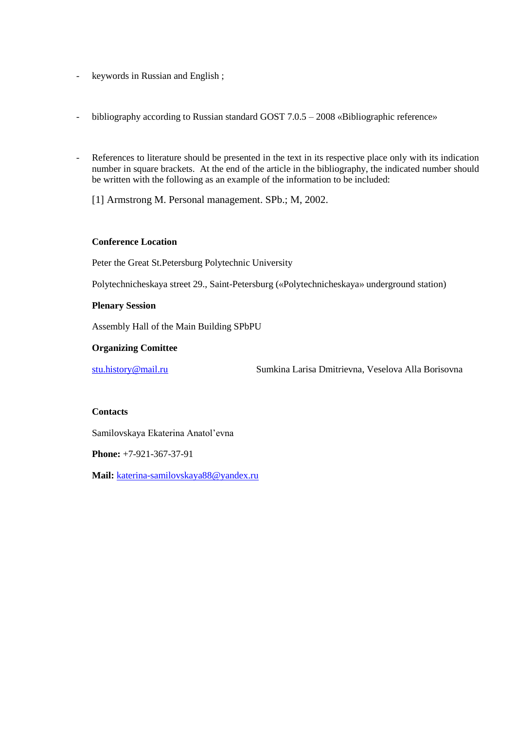- keywords in Russian and English ;

- bibliography according to Russian standard GOST 7.0.5 – 2008 «Bibliographic reference»

- References to literature should be presented in the text in its respective place only with its indication number in square brackets. At the end of the article in the bibliography, the indicated number should be written with the following as an example of the information to be included:

  [1] Armstrong M. Personal management. SPb.; M, 2002.

**Conference Location**

Peter the Great St.Petersburg Polytechnic University

Polytechnicheskaya street 29., Saint-Petersburg («Polytechnicheskaya» underground station)

**Plenary Session**

Assembly Hall of the Main Building SPbPU

**Organizing Comittee**

stu.history@mail.ru Sumkina Larisa Dmitrievna, Veselova Alla Borisovna

**Contacts**

Samilovskaya Ekaterina Anatol'evna

**Phone:** +7-921-367-37-91

**Mail:** katerina-samilovskaya88@yandex.ru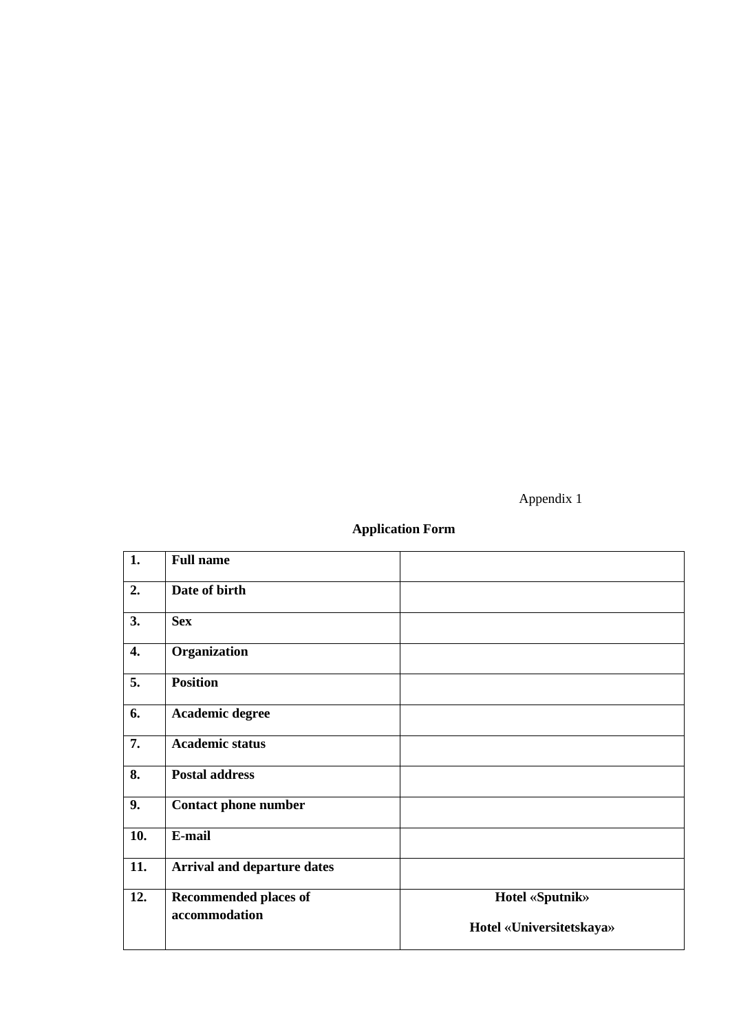Appendix 1

**Application Form**

| | | |
|---|---|---|
| **1.** | **Full name** | |
| **2.** | **Date of birth** | |
| **3.** | **Sex** | |
| **4.** | **Organization** | |
| **5.** | **Position** | |
| **6.** | **Academic degree** | |
| **7.** | **Academic status** | |
| **8.** | **Postal address** | |
| **9.** | **Contact phone number** | |
| **10.** | **E-mail** | |
| **11.** | **Arrival and departure dates** | |
| **12.** | **Recommended places of accommodation** | **Hotel «Sputnik»** **Hotel «Universitetskaya»** |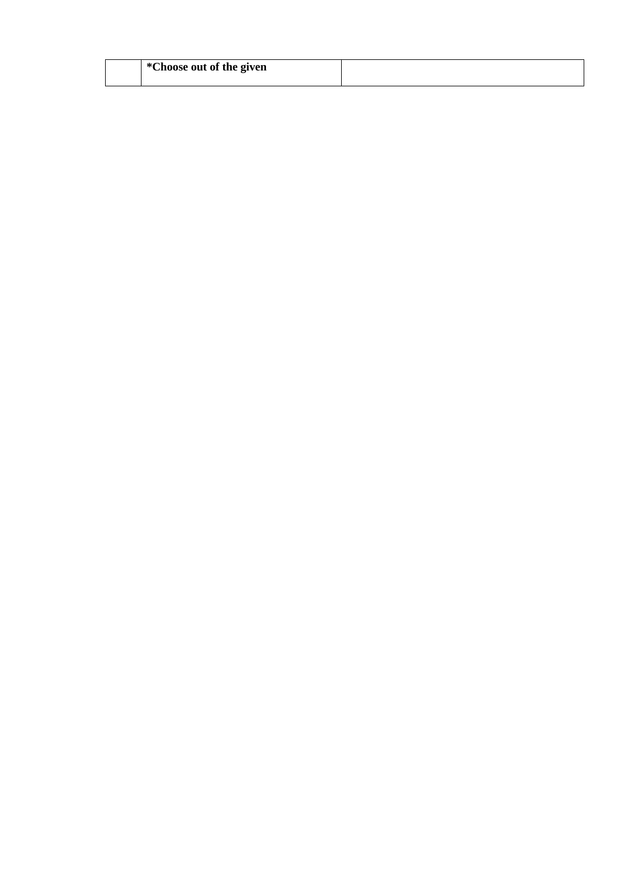| | | |
|---|---|---|
| | **\*Choose out of the given** | |